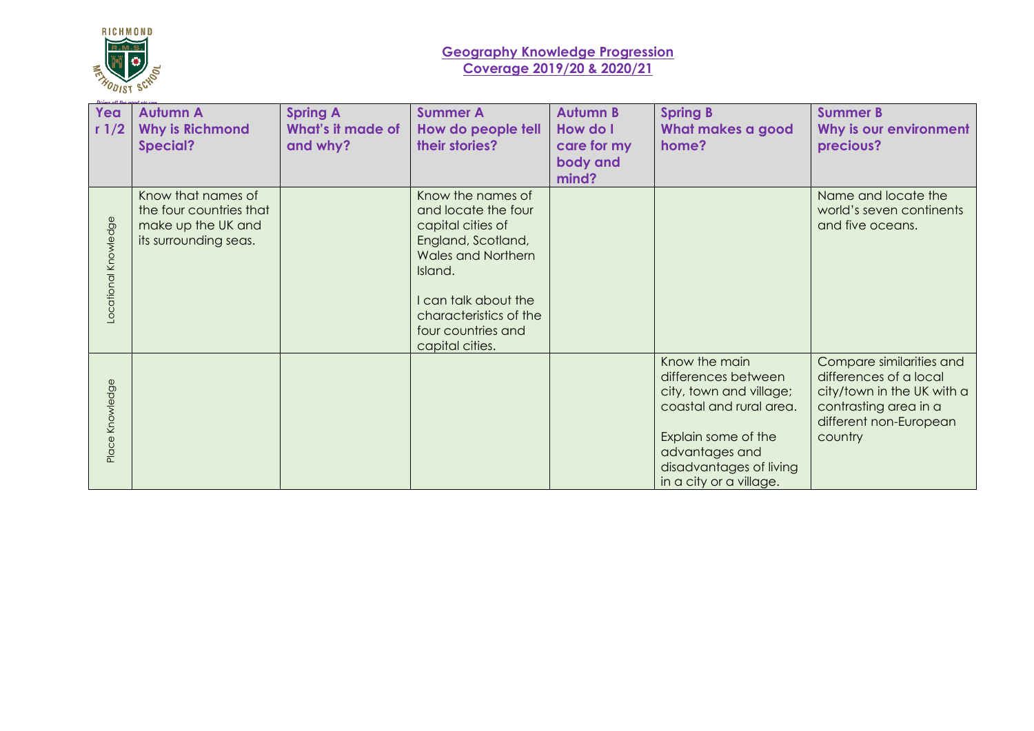# Geography Knowledge Progression
## Coverage 2019/20 & 2020/21

| Year 1/2 | Autumn A<br>Why is Richmond Special? | Spring A<br>What's it made of and why? | Summer A<br>How do people tell their stories? | Autumn B<br>How do I care for my body and mind? | Spring B<br>What makes a good home? | Summer B<br>Why is our environment precious? |
|---|---|---|---|---|---|---|
| Locational Knowledge | Know that names of the four countries that make up the UK and its surrounding seas. | | Know the names of and locate the four capital cities of England, Scotland, Wales and Northern Island.<br><br>I can talk about the characteristics of the four countries and capital cities. | | | Name and locate the world's seven continents and five oceans. |
| Place Knowledge | | | | | Know the main differences between city, town and village; coastal and rural area.<br><br>Explain some of the advantages and disadvantages of living in a city or a village. | Compare similarities and differences of a local city/town in the UK with a contrasting area in a different non-European country |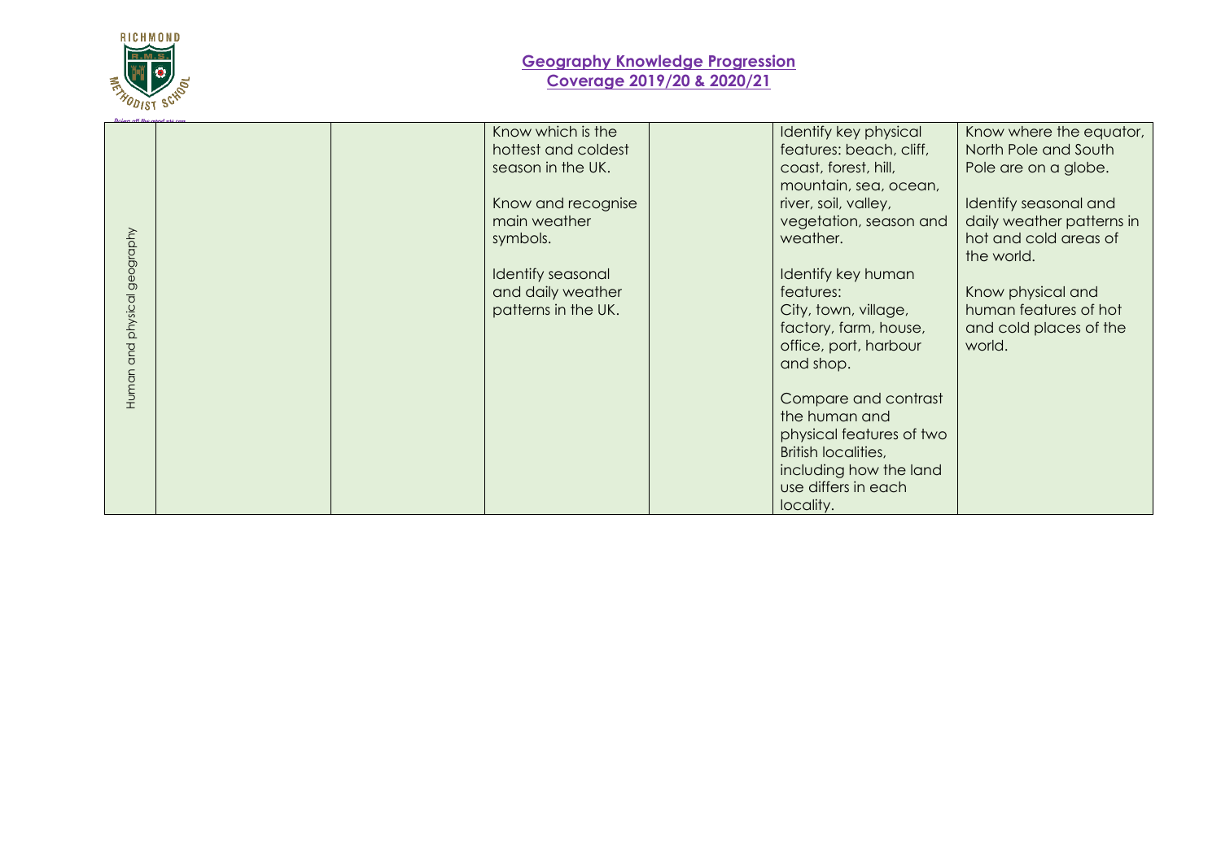## Geography Knowledge Progression

## Coverage 2019/20 & 2020/21

| | | | | | | |
|---|---|---|---|---|---|---|
| Human and physical geography | | | Know which is the hottest and coldest season in the UK.<br><br>Know and recognise main weather symbols.<br><br>Identify seasonal and daily weather patterns in the UK. | | Identify key physical features: beach, cliff, coast, forest, hill, mountain, sea, ocean, river, soil, valley, vegetation, season and weather.<br><br>Identify key human features:<br>City, town, village, factory, farm, house, office, port, harbour and shop.<br><br>Compare and contrast the human and physical features of two British localities, including how the land use differs in each locality. | Know where the equator, North Pole and South Pole are on a globe.<br><br>Identify seasonal and daily weather patterns in hot and cold areas of the world.<br><br>Know physical and human features of hot and cold places of the world. |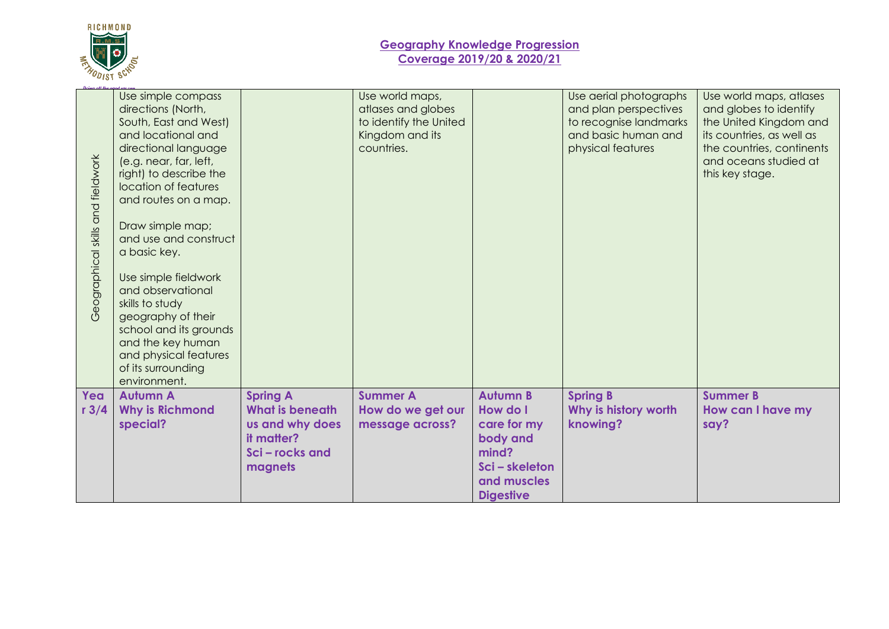## Geography Knowledge Progression

## Coverage 2019/20 & 2020/21

| | | | | | | |
|---|---|---|---|---|---|---|
| Geographical skills and fieldwork | Use simple compass directions (North, South, East and West) and locational and directional language (e.g. near, far, left, right) to describe the location of features and routes on a map.<br><br>Draw simple map; and use and construct a basic key.<br><br>Use simple fieldwork and observational skills to study geography of their school and its grounds and the key human and physical features of its surrounding environment. | | Use world maps, atlases and globes to identify the United Kingdom and its countries. | | Use aerial photographs and plan perspectives to recognise landmarks and basic human and physical features | Use world maps, atlases and globes to identify the United Kingdom and its countries, as well as the countries, continents and oceans studied at this key stage. |
| **Year 3/4** | **Autumn A**<br>**Why is Richmond special?** | **Spring A**<br>**What is beneath us and why does it matter?**<br>**Sci – rocks and magnets** | **Summer A**<br>**How do we get our message across?** | **Autumn B**<br>**How do I care for my body and mind?**<br>**Sci – skeleton and muscles**<br>**Digestive** | **Spring B**<br>**Why is history worth knowing?** | **Summer B**<br>**How can I have my say?** |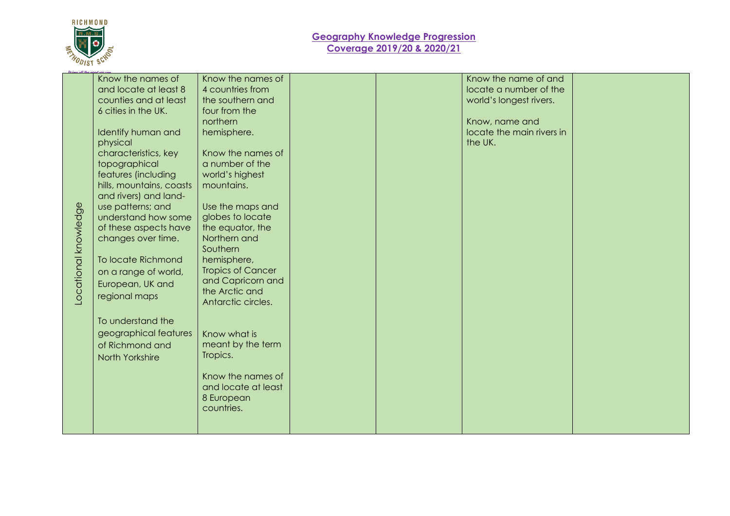## Geography Knowledge Progression
## Coverage 2019/20 & 2020/21

| | | | | | | |
|---|---|---|---|---|---|---|
| Locational knowledge | Know the names of and locate at least 8 counties and at least 6 cities in the UK.<br><br>Identify human and physical characteristics, key topographical features (including hills, mountains, coasts and rivers) and land-use patterns; and understand how some of these aspects have changes over time.<br><br>To locate Richmond on a range of world, European, UK and regional maps<br><br>To understand the geographical features of Richmond and North Yorkshire | Know the names of 4 countries from the southern and four from the northern hemisphere.<br><br>Know the names of a number of the world's highest mountains.<br><br>Use the maps and globes to locate the equator, the Northern and Southern hemisphere, Tropics of Cancer and Capricorn and the Arctic and Antarctic circles.<br><br>Know what is meant by the term Tropics.<br><br>Know the names of and locate at least 8 European countries. | | | Know the name of and locate a number of the world's longest rivers.<br><br>Know, name and locate the main rivers in the UK. | |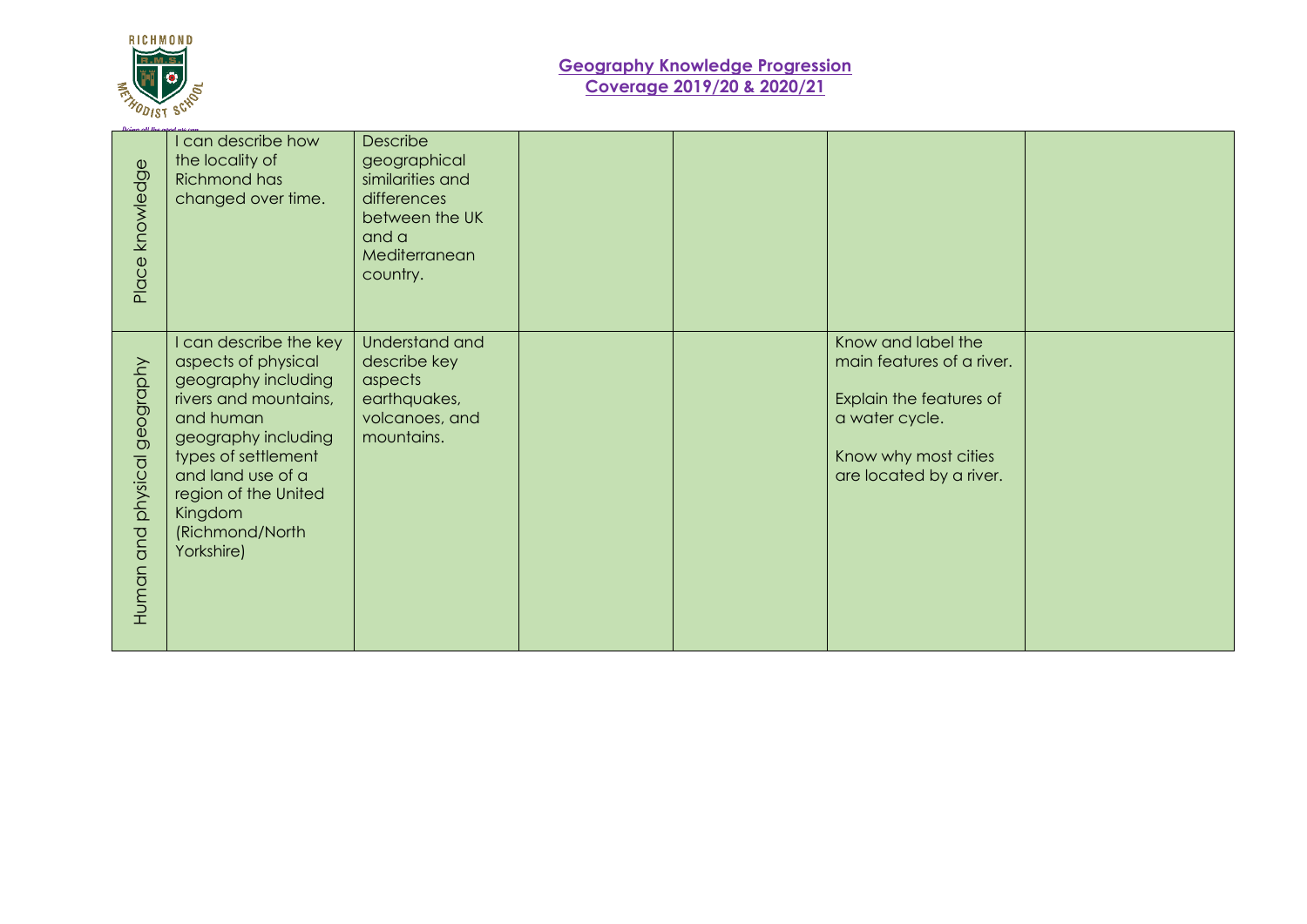## Geography Knowledge Progression
## Coverage 2019/20 & 2020/21

| | | | | | | |
|---|---|---|---|---|---|---|
| Place knowledge | I can describe how the locality of Richmond has changed over time. | Describe geographical similarities and differences between the UK and a Mediterranean country. | | | | |
| Human and physical geography | I can describe the key aspects of physical geography including rivers and mountains, and human geography including types of settlement and land use of a region of the United Kingdom (Richmond/North Yorkshire) | Understand and describe key aspects earthquakes, volcanoes, and mountains. | | | Know and label the main features of a river.<br><br>Explain the features of a water cycle.<br><br>Know why most cities are located by a river. | |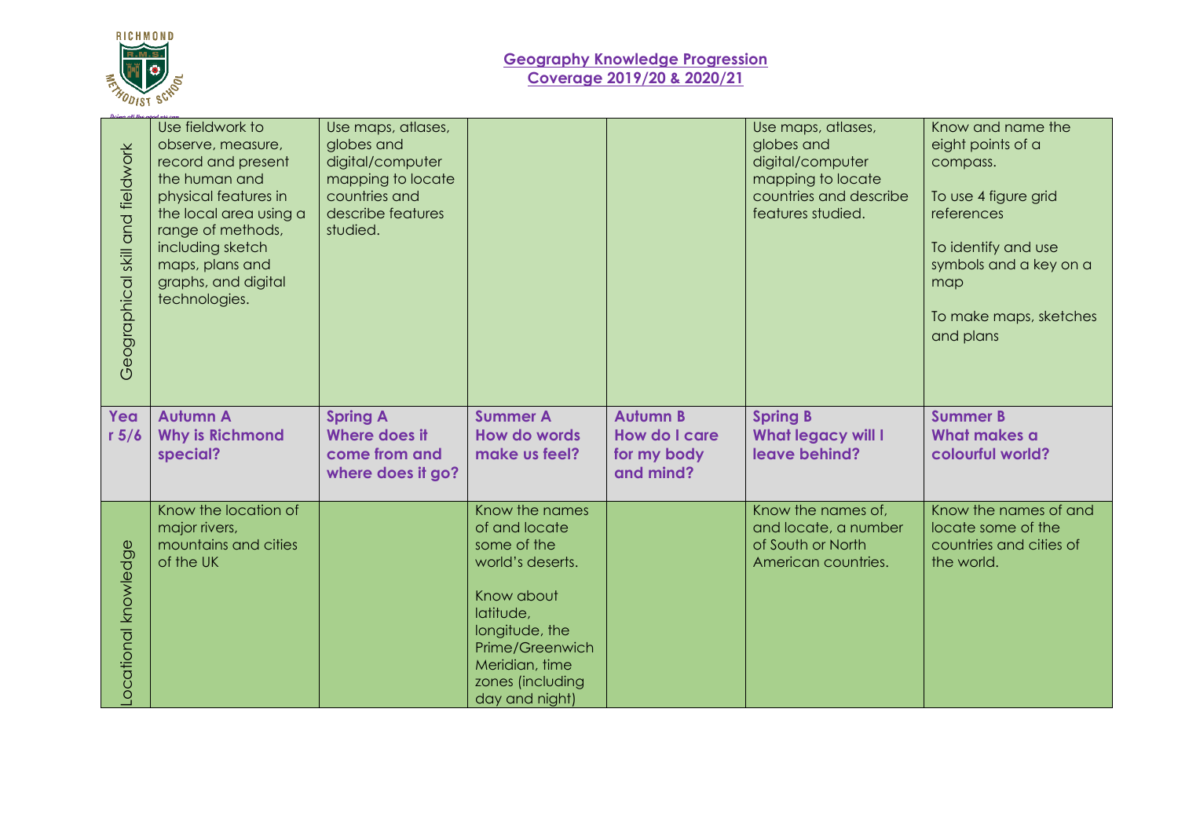## Geography Knowledge Progression
## Coverage 2019/20 & 2020/21

| Geographical skill and fieldwork | Use fieldwork to observe, measure, record and present the human and physical features in the local area using a range of methods, including sketch maps, plans and graphs, and digital technologies. | Use maps, atlases, globes and digital/computer mapping to locate countries and describe features studied. | | | Use maps, atlases, globes and digital/computer mapping to locate countries and describe features studied. | Know and name the eight points of a compass.<br><br>To use 4 figure grid references<br><br>To identify and use symbols and a key on a map<br><br>To make maps, sketches and plans |
|---|---|---|---|---|---|---|
| **Year 5/6** | **Autumn A**<br>**Why is Richmond special?** | **Spring A**<br>**Where does it come from and where does it go?** | **Summer A**<br>**How do words make us feel?** | **Autumn B**<br>**How do I care for my body and mind?** | **Spring B**<br>**What legacy will I leave behind?** | **Summer B**<br>**What makes a colourful world?** |
| Locational knowledge | Know the location of major rivers, mountains and cities of the UK | | Know the names of and locate some of the world's deserts.<br><br>Know about latitude, longitude, the Prime/Greenwich Meridian, time zones (including day and night) | | Know the names of, and locate, a number of South or North American countries. | Know the names of and locate some of the countries and cities of the world. |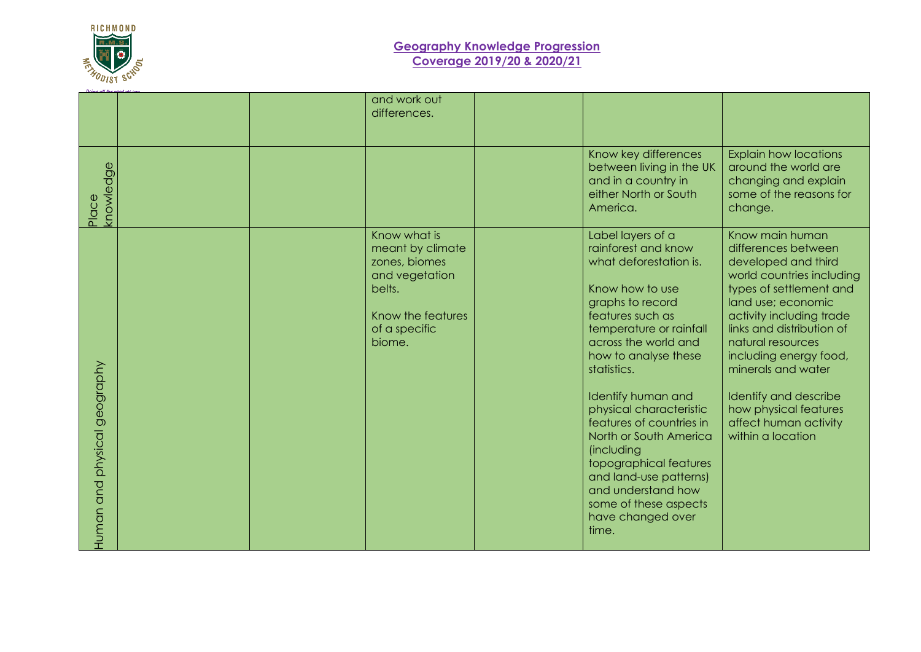## Geography Knowledge Progression
## Coverage 2019/20 & 2020/21

| | | | | | | |
|---|---|---|---|---|---|---|
| | | | and work out differences. | | | |
| Place knowledge | | | | | Know key differences between living in the UK and in a country in either North or South America. | Explain how locations around the world are changing and explain some of the reasons for change. |
| Human and physical geography | | | Know what is meant by climate zones, biomes and vegetation belts.<br><br>Know the features of a specific biome. | | Label layers of a rainforest and know what deforestation is.<br><br>Know how to use graphs to record features such as temperature or rainfall across the world and how to analyse these statistics.<br><br>Identify human and physical characteristic features of countries in North or South America (including topographical features and land-use patterns) and understand how some of these aspects have changed over time. | Know main human differences between developed and third world countries including types of settlement and land use; economic activity including trade links and distribution of natural resources including energy food, minerals and water<br><br>Identify and describe how physical features affect human activity within a location |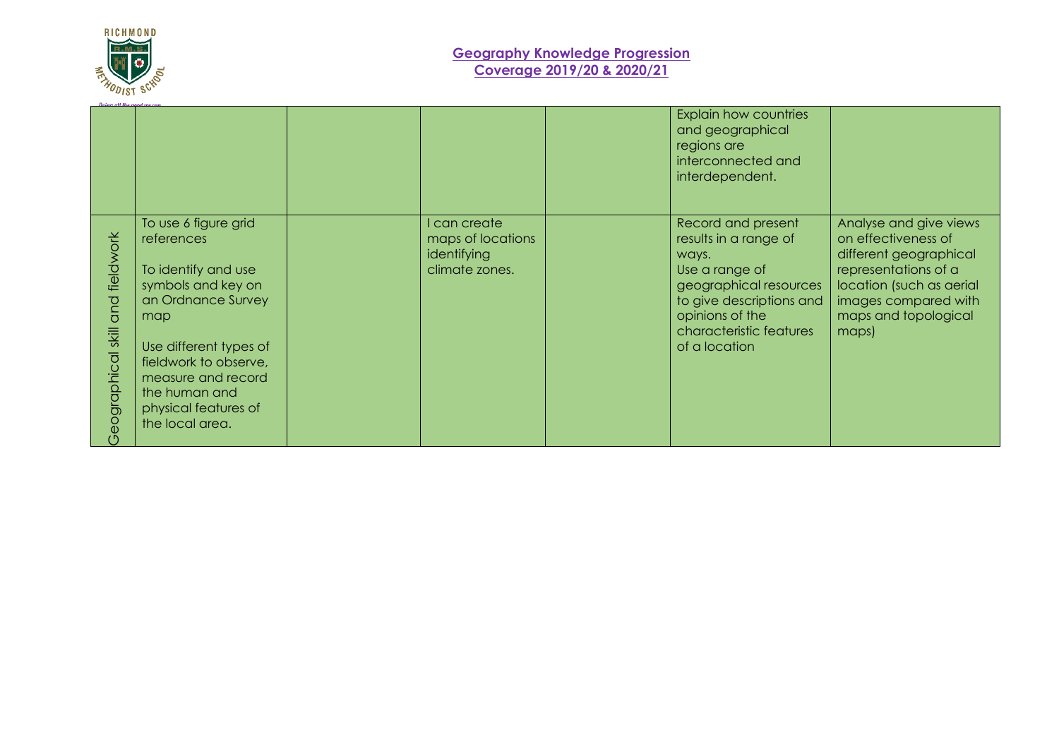## Geography Knowledge Progression
## Coverage 2019/20 & 2020/21

| | | | | | | |
|---|---|---|---|---|---|---|
| | | | | | Explain how countries and geographical regions are interconnected and interdependent. | |
| Geographical skill and fieldwork | To use 6 figure grid references<br><br>To identify and use symbols and key on an Ordnance Survey map<br><br>Use different types of fieldwork to observe, measure and record the human and physical features of the local area. | | I can create maps of locations identifying climate zones. | | Record and present results in a range of ways.<br>Use a range of geographical resources to give descriptions and opinions of the characteristic features of a location | Analyse and give views on effectiveness of different geographical representations of a location (such as aerial images compared with maps and topological maps) |